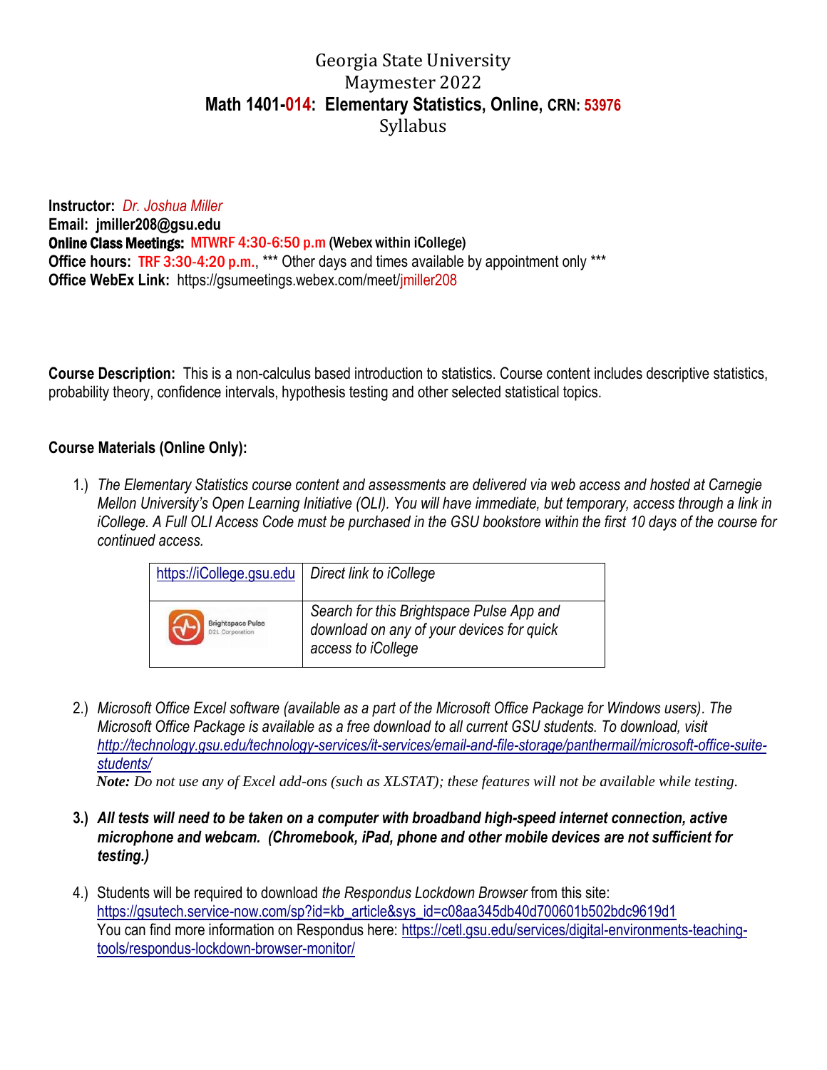# Georgia State University
# Maymester 2022
# Math 1401-014: Elementary Statistics, Online, CRN: 53976
# Syllabus

**Instructor:** *Dr. Joshua Miller*
**Email: jmiller208@gsu.edu**
**Online Class Meetings: MTWRF 4:30-6:50 p.m (Webex within iCollege)**
**Office hours: TRF 3:30-4:20 p.m.**, *** Other days and times available by appointment only ***
**Office WebEx Link:** https://gsumeetings.webex.com/meet/jmiller208

**Course Description:** This is a non-calculus based introduction to statistics. Course content includes descriptive statistics, probability theory, confidence intervals, hypothesis testing and other selected statistical topics.

**Course Materials (Online Only):**

1.) *The Elementary Statistics course content and assessments are delivered via web access and hosted at Carnegie Mellon University's Open Learning Initiative (OLI). You will have immediate, but temporary, access through a link in iCollege. A Full OLI Access Code must be purchased in the GSU bookstore within the first 10 days of the course for continued access.*

| https://iCollege.gsu.edu | *Direct link to iCollege* |
|---|---|
| Brightspace Pulse D2L Corporation | *Search for this Brightspace Pulse App and download on any of your devices for quick access to iCollege* |

2.) *Microsoft Office Excel software (available as a part of the Microsoft Office Package for Windows users). The Microsoft Office Package is available as a free download to all current GSU students. To download, visit http://technology.gsu.edu/technology-services/it-services/email-and-file-storage/panthermail/microsoft-office-suite-students/*
*Note: Do not use any of Excel add-ons (such as XLSTAT); these features will not be available while testing.*

**3.) *All tests will need to be taken on a computer with broadband high-speed internet connection, active microphone and webcam. (Chromebook, iPad, phone and other mobile devices are not sufficient for testing.)***

4.) Students will be required to download *the Respondus Lockdown Browser* from this site: https://gsutech.service-now.com/sp?id=kb_article&sys_id=c08aa345db40d700601b502bdc9619d1
You can find more information on Respondus here: https://cetl.gsu.edu/services/digital-environments-teaching-tools/respondus-lockdown-browser-monitor/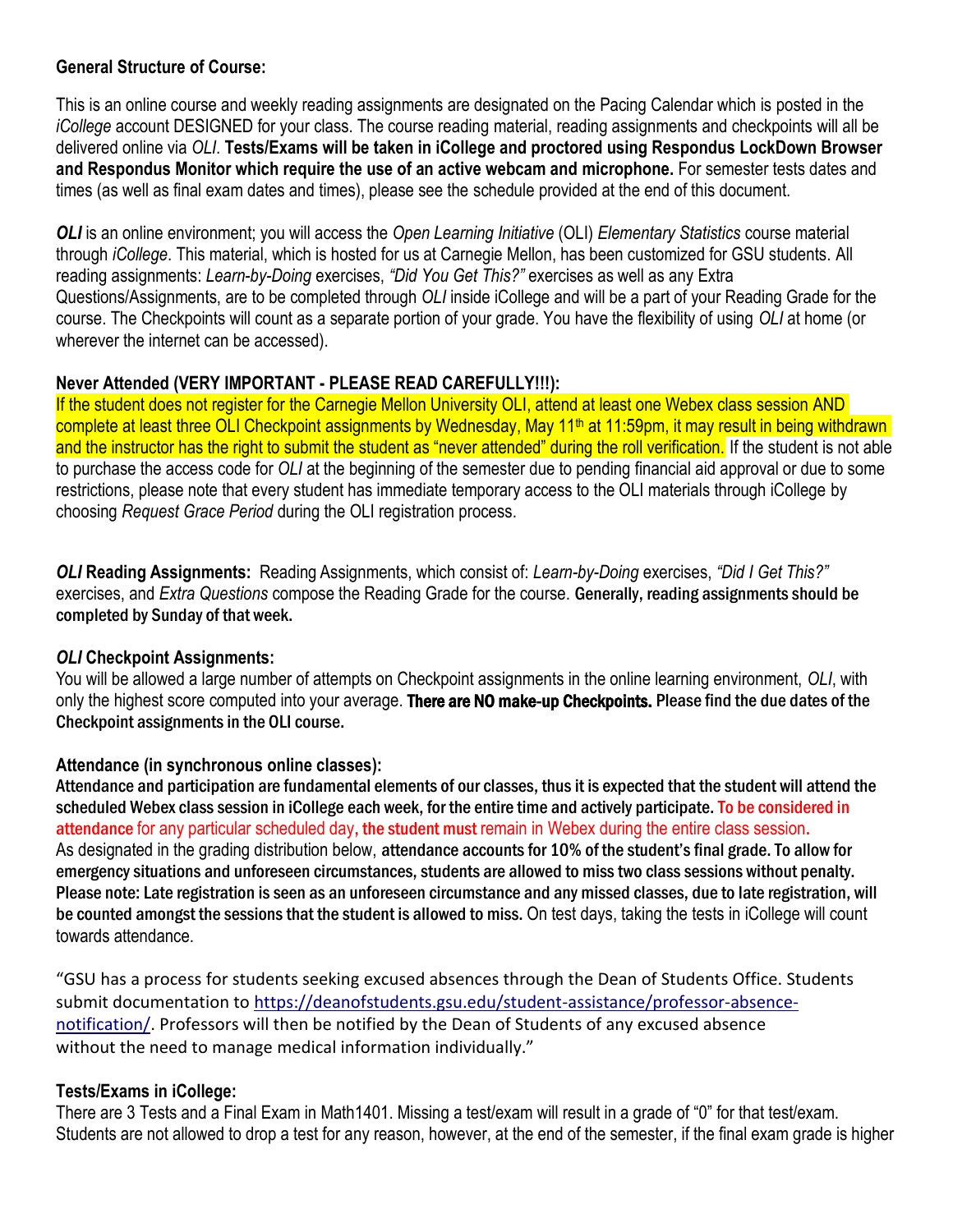### General Structure of Course:

This is an online course and weekly reading assignments are designated on the Pacing Calendar which is posted in the *iCollege* account DESIGNED for your class. The course reading material, reading assignments and checkpoints will all be delivered online via *OLI*. **Tests/Exams will be taken in iCollege and proctored using Respondus LockDown Browser and Respondus Monitor which require the use of an active webcam and microphone.** For semester tests dates and times (as well as final exam dates and times), please see the schedule provided at the end of this document.

***OLI*** is an online environment; you will access the *Open Learning Initiative* (OLI) *Elementary Statistics* course material through *iCollege*. This material, which is hosted for us at Carnegie Mellon, has been customized for GSU students. All reading assignments: *Learn-by-Doing* exercises, *"Did You Get This?"* exercises as well as any Extra Questions/Assignments, are to be completed through *OLI* inside iCollege and will be a part of your Reading Grade for the course. The Checkpoints will count as a separate portion of your grade. You have the flexibility of using *OLI* at home (or wherever the internet can be accessed).

### Never Attended (VERY IMPORTANT - PLEASE READ CAREFULLY!!!):

If the student does not register for the Carnegie Mellon University OLI, attend at least one Webex class session AND complete at least three OLI Checkpoint assignments by Wednesday, May 11th at 11:59pm, it may result in being withdrawn and the instructor has the right to submit the student as "never attended" during the roll verification. If the student is not able to purchase the access code for *OLI* at the beginning of the semester due to pending financial aid approval or due to some restrictions, please note that every student has immediate temporary access to the OLI materials through iCollege by choosing *Request Grace Period* during the OLI registration process.

***OLI* Reading Assignments:** Reading Assignments, which consist of: *Learn-by-Doing* exercises, *"Did I Get This?"* exercises, and *Extra Questions* compose the Reading Grade for the course. **Generally, reading assignments should be completed by Sunday of that week.**

### *OLI* Checkpoint Assignments:

You will be allowed a large number of attempts on Checkpoint assignments in the online learning environment, *OLI*, with only the highest score computed into your average. **There are NO make-up Checkpoints. Please find the due dates of the Checkpoint assignments in the OLI course.**

### Attendance (in synchronous online classes):

**Attendance and participation are fundamental elements of our classes, thus it is expected that the student will attend the scheduled Webex class session in iCollege each week, for the entire time and actively participate. To be considered in attendance** for any particular scheduled day, **the student must** remain in Webex during the entire class session**.** As designated in the grading distribution below, **attendance accounts for 10% of the student's final grade. To allow for emergency situations and unforeseen circumstances, students are allowed to miss two class sessions without penalty. Please note: Late registration is seen as an unforeseen circumstance and any missed classes, due to late registration, will be counted amongst the sessions that the student is allowed to miss.** On test days, taking the tests in iCollege will count towards attendance.

"GSU has a process for students seeking excused absences through the Dean of Students Office. Students submit documentation to https://deanofstudents.gsu.edu/student-assistance/professor-absence-notification/. Professors will then be notified by the Dean of Students of any excused absence without the need to manage medical information individually."

### Tests/Exams in iCollege:

There are 3 Tests and a Final Exam in Math1401. Missing a test/exam will result in a grade of "0" for that test/exam. Students are not allowed to drop a test for any reason, however, at the end of the semester, if the final exam grade is higher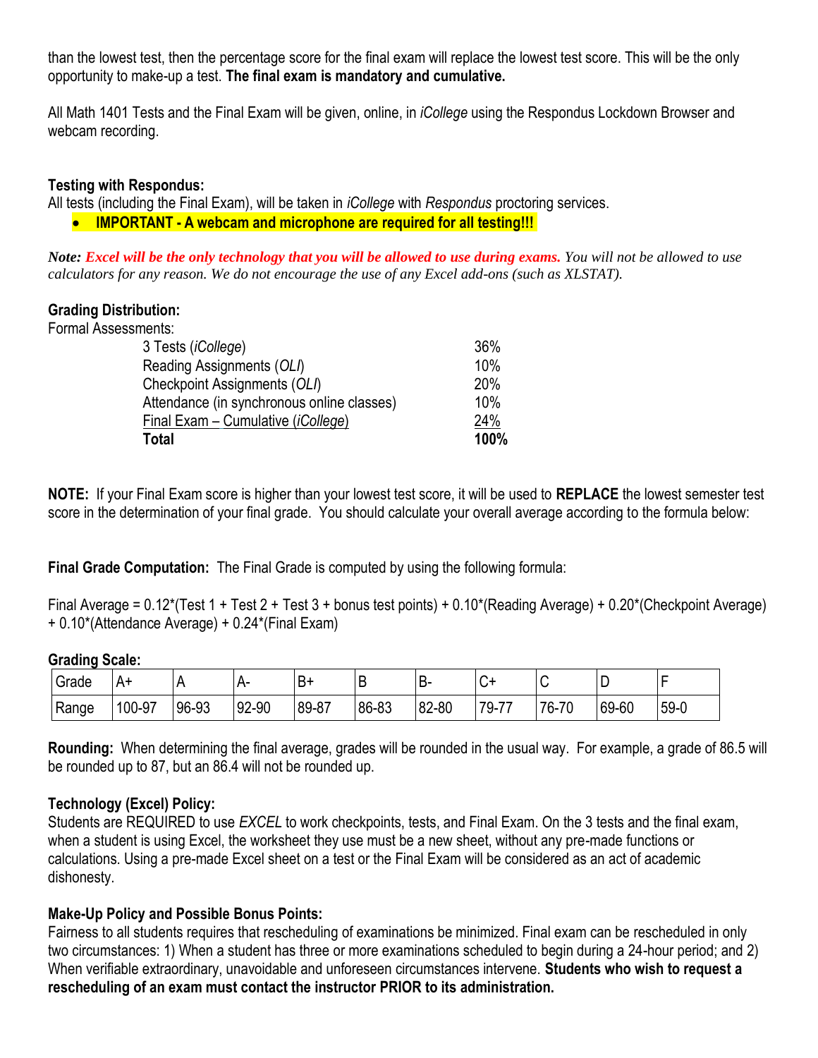than the lowest test, then the percentage score for the final exam will replace the lowest test score. This will be the only opportunity to make-up a test. **The final exam is mandatory and cumulative.**

All Math 1401 Tests and the Final Exam will be given, online, in *iCollege* using the Respondus Lockdown Browser and webcam recording.

**Testing with Respondus:**
All tests (including the Final Exam), will be taken in *iCollege* with *Respondus* proctoring services.

- **IMPORTANT - A webcam and microphone are required for all testing!!!**

***Note:*** ***Excel will be the only technology that you will be allowed to use during exams.*** *You will not be allowed to use calculators for any reason. We do not encourage the use of any Excel add-ons (such as XLSTAT).*

**Grading Distribution:**
Formal Assessments:

| | |
|---|---|
| 3 Tests (*iCollege*) | 36% |
| Reading Assignments (*OLI*) | 10% |
| Checkpoint Assignments (*OLI*) | 20% |
| Attendance (in synchronous online classes) | 10% |
| Final Exam – Cumulative (*iCollege*) | 24% |
| **Total** | **100%** |

**NOTE:** If your Final Exam score is higher than your lowest test score, it will be used to **REPLACE** the lowest semester test score in the determination of your final grade. You should calculate your overall average according to the formula below:

**Final Grade Computation:** The Final Grade is computed by using the following formula:

Final Average = 0.12*(Test 1 + Test 2 + Test 3 + bonus test points) + 0.10*(Reading Average) + 0.20*(Checkpoint Average) + 0.10*(Attendance Average) + 0.24*(Final Exam)

**Grading Scale:**

| Grade | A+ | A | A- | B+ | B | B- | C+ | C | D | F |
|---|---|---|---|---|---|---|---|---|---|---|
| Range | 100-97 | 96-93 | 92-90 | 89-87 | 86-83 | 82-80 | 79-77 | 76-70 | 69-60 | 59-0 |

**Rounding:** When determining the final average, grades will be rounded in the usual way. For example, a grade of 86.5 will be rounded up to 87, but an 86.4 will not be rounded up.

**Technology (Excel) Policy:**
Students are REQUIRED to use *EXCEL* to work checkpoints, tests, and Final Exam. On the 3 tests and the final exam, when a student is using Excel, the worksheet they use must be a new sheet, without any pre-made functions or calculations. Using a pre-made Excel sheet on a test or the Final Exam will be considered as an act of academic dishonesty.

**Make-Up Policy and Possible Bonus Points:**
Fairness to all students requires that rescheduling of examinations be minimized. Final exam can be rescheduled in only two circumstances: 1) When a student has three or more examinations scheduled to begin during a 24-hour period; and 2) When verifiable extraordinary, unavoidable and unforeseen circumstances intervene. **Students who wish to request a rescheduling of an exam must contact the instructor PRIOR to its administration.**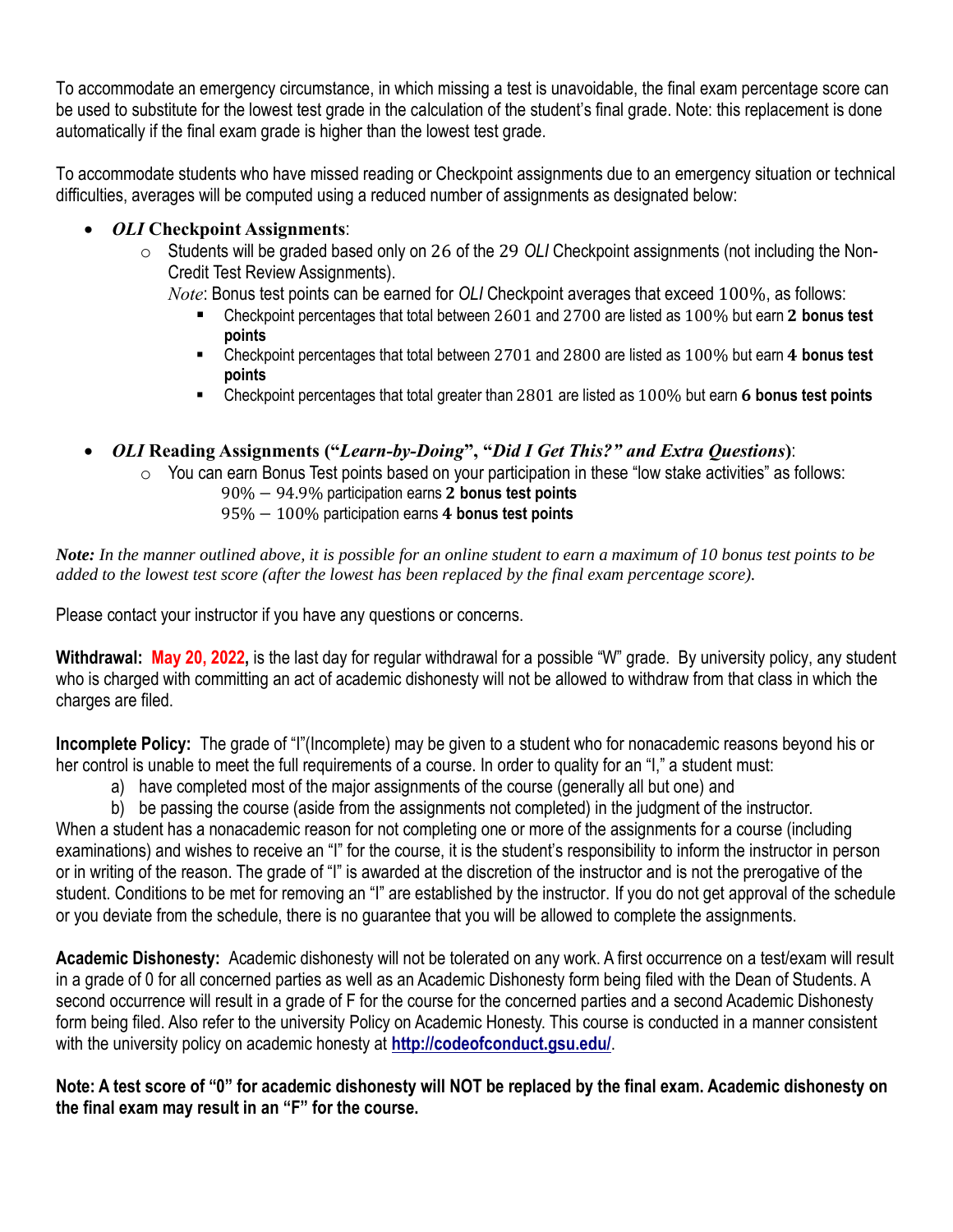To accommodate an emergency circumstance, in which missing a test is unavoidable, the final exam percentage score can be used to substitute for the lowest test grade in the calculation of the student's final grade. Note: this replacement is done automatically if the final exam grade is higher than the lowest test grade.

To accommodate students who have missed reading or Checkpoint assignments due to an emergency situation or technical difficulties, averages will be computed using a reduced number of assignments as designated below:

- ***OLI* Checkpoint Assignments**:
  - Students will be graded based only on 26 of the 29 *OLI* Checkpoint assignments (not including the Non-Credit Test Review Assignments).

    *Note*: Bonus test points can be earned for *OLI* Checkpoint averages that exceed 100%, as follows:
    - Checkpoint percentages that total between 2601 and 2700 are listed as 100% but earn **2 bonus test points**
    - Checkpoint percentages that total between 2701 and 2800 are listed as 100% but earn **4 bonus test points**
    - Checkpoint percentages that total greater than 2801 are listed as 100% but earn **6 bonus test points**

- ***OLI* Reading Assignments ("*Learn-by-Doing*", "*Did I Get This?" and Extra Questions*)**:
  - You can earn Bonus Test points based on your participation in these "low stake activities" as follows:

    $90\% - 94.9\%$ participation earns **2 bonus test points**

    $95\% - 100\%$ participation earns **4 bonus test points**

***Note:*** *In the manner outlined above, it is possible for an online student to earn a maximum of 10 bonus test points to be added to the lowest test score (after the lowest has been replaced by the final exam percentage score).*

Please contact your instructor if you have any questions or concerns.

**Withdrawal: May 20, 2022,** is the last day for regular withdrawal for a possible "W" grade. By university policy, any student who is charged with committing an act of academic dishonesty will not be allowed to withdraw from that class in which the charges are filed.

**Incomplete Policy:** The grade of "I"(Incomplete) may be given to a student who for nonacademic reasons beyond his or her control is unable to meet the full requirements of a course. In order to quality for an "I," a student must:

a) have completed most of the major assignments of the course (generally all but one) and
b) be passing the course (aside from the assignments not completed) in the judgment of the instructor.

When a student has a nonacademic reason for not completing one or more of the assignments for a course (including examinations) and wishes to receive an "I" for the course, it is the student's responsibility to inform the instructor in person or in writing of the reason. The grade of "I" is awarded at the discretion of the instructor and is not the prerogative of the student. Conditions to be met for removing an "I" are established by the instructor. If you do not get approval of the schedule or you deviate from the schedule, there is no guarantee that you will be allowed to complete the assignments.

**Academic Dishonesty:** Academic dishonesty will not be tolerated on any work. A first occurrence on a test/exam will result in a grade of 0 for all concerned parties as well as an Academic Dishonesty form being filed with the Dean of Students. A second occurrence will result in a grade of F for the course for the concerned parties and a second Academic Dishonesty form being filed. Also refer to the university Policy on Academic Honesty. This course is conducted in a manner consistent with the university policy on academic honesty at **http://codeofconduct.gsu.edu/**.

**Note: A test score of "0" for academic dishonesty will NOT be replaced by the final exam. Academic dishonesty on the final exam may result in an "F" for the course.**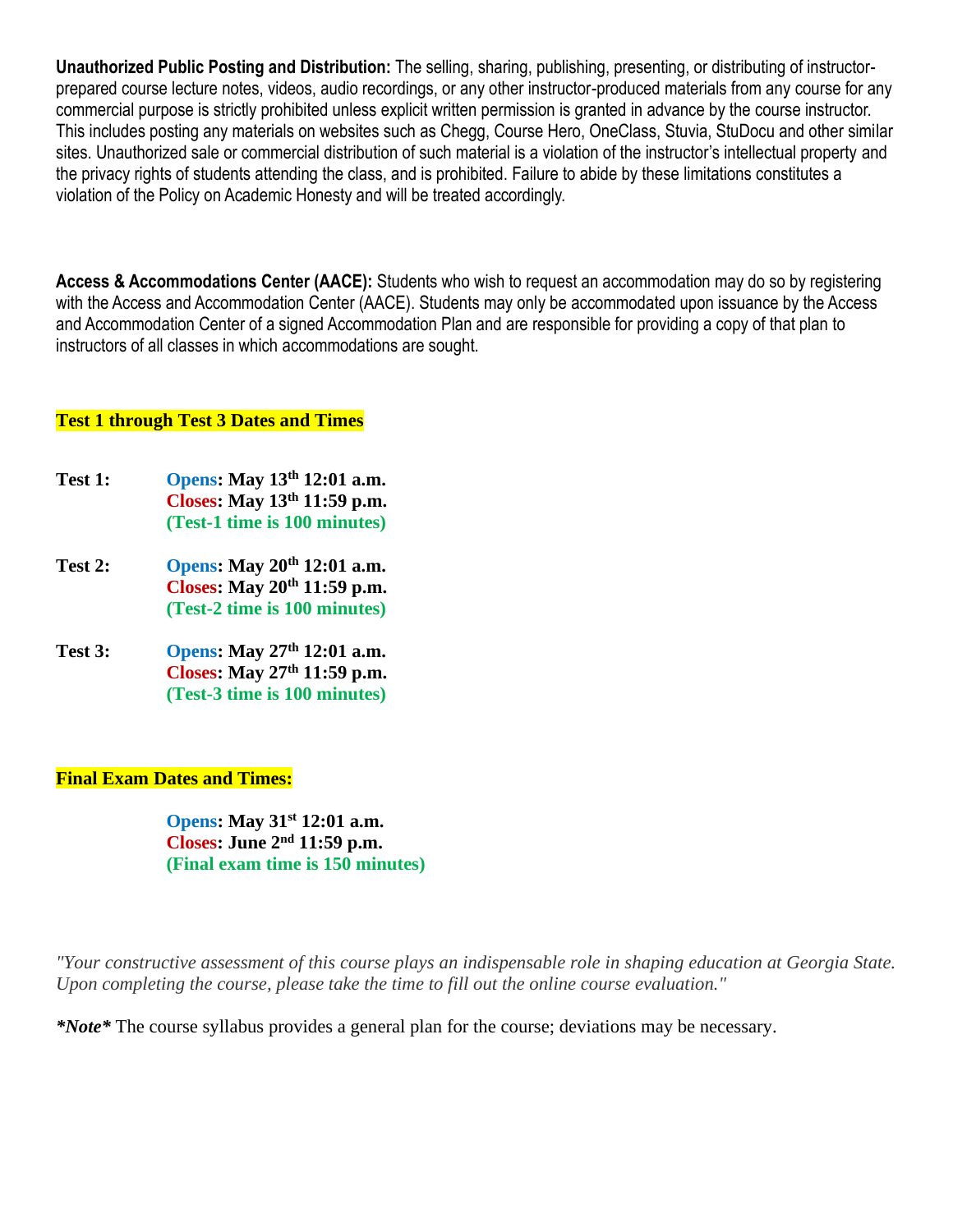**Unauthorized Public Posting and Distribution:** The selling, sharing, publishing, presenting, or distributing of instructor-prepared course lecture notes, videos, audio recordings, or any other instructor-produced materials from any course for any commercial purpose is strictly prohibited unless explicit written permission is granted in advance by the course instructor. This includes posting any materials on websites such as Chegg, Course Hero, OneClass, Stuvia, StuDocu and other similar sites. Unauthorized sale or commercial distribution of such material is a violation of the instructor's intellectual property and the privacy rights of students attending the class, and is prohibited. Failure to abide by these limitations constitutes a violation of the Policy on Academic Honesty and will be treated accordingly.

**Access & Accommodations Center (AACE):** Students who wish to request an accommodation may do so by registering with the Access and Accommodation Center (AACE). Students may only be accommodated upon issuance by the Access and Accommodation Center of a signed Accommodation Plan and are responsible for providing a copy of that plan to instructors of all classes in which accommodations are sought.

**Test 1 through Test 3 Dates and Times**

**Test 1:**
**Opens: May 13th 12:01 a.m.**
**Closes: May 13th 11:59 p.m.**
**(Test-1 time is 100 minutes)**

**Test 2:**
**Opens: May 20th 12:01 a.m.**
**Closes: May 20th 11:59 p.m.**
**(Test-2 time is 100 minutes)**

**Test 3:**
**Opens: May 27th 12:01 a.m.**
**Closes: May 27th 11:59 p.m.**
**(Test-3 time is 100 minutes)**

**Final Exam Dates and Times:**

**Opens: May 31st 12:01 a.m.**
**Closes: June 2nd 11:59 p.m.**
**(Final exam time is 150 minutes)**

*"Your constructive assessment of this course plays an indispensable role in shaping education at Georgia State. Upon completing the course, please take the time to fill out the online course evaluation."*

***Note*** The course syllabus provides a general plan for the course; deviations may be necessary.